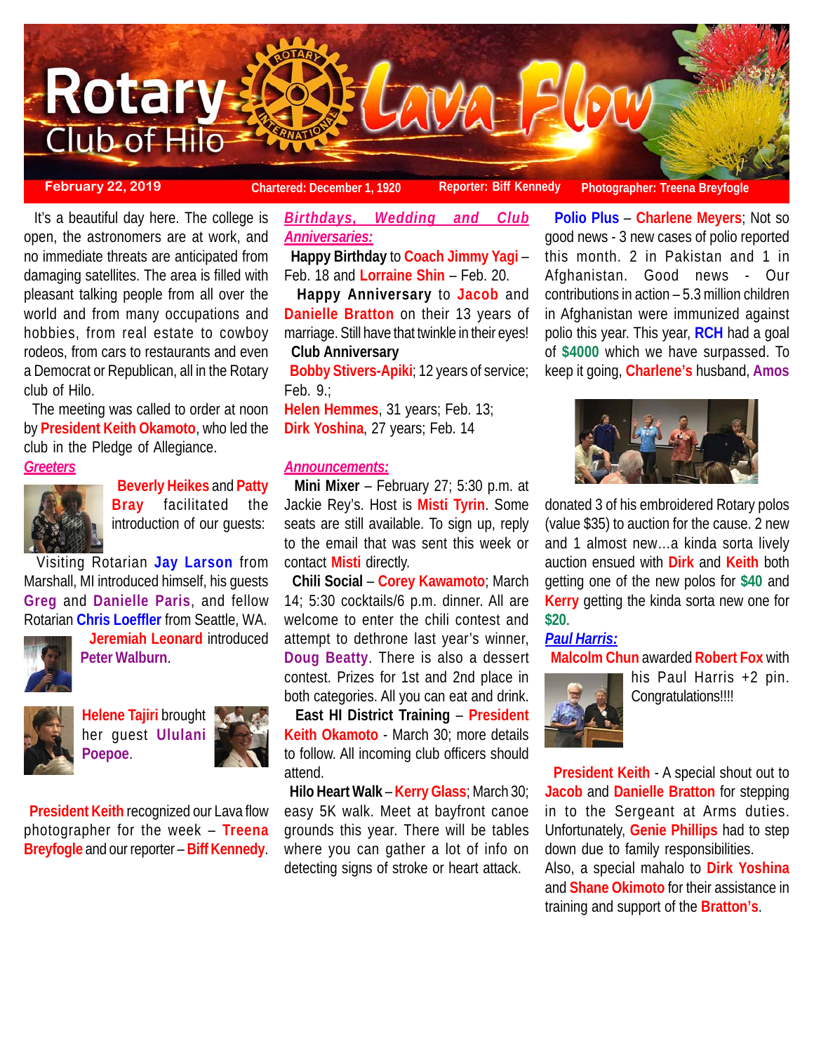# Rotary Club of Hilo Lava Flow

**February 22, 2019** | **Chartered: December 1, 1920** | **Reporter: Biff Kennedy** | **Photographer: Treena Breyfogle**

It's a beautiful day here. The college is open, the astronomers are at work, and no immediate threats are anticipated from damaging satellites. The area is filled with pleasant talking people from all over the world and from many occupations and hobbies, from real estate to cowboy rodeos, from cars to restaurants and even a Democrat or Republican, all in the Rotary club of Hilo.

The meeting was called to order at noon by **President Keith Okamoto**, who led the club in the Pledge of Allegiance.

***Greeters***

**Beverly Heikes** and **Patty Bray** facilitated the introduction of our guests:

Visiting Rotarian **Jay Larson** from Marshall, MI introduced himself, his guests **Greg** and **Danielle Paris**, and fellow Rotarian **Chris Loeffler** from Seattle, WA.

**Jeremiah Leonard** introduced **Peter Walburn**.

**Helene Tajiri** brought her guest **Ululani Poepoe**.

**President Keith** recognized our Lava flow photographer for the week – **Treena Breyfogle** and our reporter – **Biff Kennedy**.

***Birthdays, Wedding and Club Anniversaries:***

**Happy Birthday** to **Coach Jimmy Yagi** – Feb. 18 and **Lorraine Shin** – Feb. 20.

**Happy Anniversary** to **Jacob** and **Danielle Bratton** on their 13 years of marriage. Still have that twinkle in their eyes!

**Club Anniversary**

**Bobby Stivers-Apiki**; 12 years of service; Feb. 9.;

**Helen Hemmes**, 31 years; Feb. 13;

**Dirk Yoshina**, 27 years; Feb. 14

***Announcements:***

**Mini Mixer** – February 27; 5:30 p.m. at Jackie Rey's. Host is **Misti Tyrin**. Some seats are still available. To sign up, reply to the email that was sent this week or contact **Misti** directly.

**Chili Social** – **Corey Kawamoto**; March 14; 5:30 cocktails/6 p.m. dinner. All are welcome to enter the chili contest and attempt to dethrone last year's winner, **Doug Beatty**. There is also a dessert contest. Prizes for 1st and 2nd place in both categories. All you can eat and drink.

**East HI District Training** – **President Keith Okamoto** - March 30; more details to follow. All incoming club officers should attend.

**Hilo Heart Walk** – **Kerry Glass**; March 30; easy 5K walk. Meet at bayfront canoe grounds this year. There will be tables where you can gather a lot of info on detecting signs of stroke or heart attack.

**Polio Plus** – **Charlene Meyers**; Not so good news - 3 new cases of polio reported this month. 2 in Pakistan and 1 in Afghanistan. Good news - Our contributions in action – 5.3 million children in Afghanistan were immunized against polio this year. This year, **RCH** had a goal of **$4000** which we have surpassed. To keep it going, **Charlene's** husband, **Amos** donated 3 of his embroidered Rotary polos (value $35) to auction for the cause. 2 new and 1 almost new…a kinda sorta lively auction ensued with **Dirk** and **Keith** both getting one of the new polos for **$40** and **Kerry** getting the kinda sorta new one for **$20**.

***Paul Harris:***

**Malcolm Chun** awarded **Robert Fox** with his Paul Harris +2 pin. Congratulations!!!!

**President Keith** - A special shout out to **Jacob** and **Danielle Bratton** for stepping in to the Sergeant at Arms duties. Unfortunately, **Genie Phillips** had to step down due to family responsibilities. Also, a special mahalo to **Dirk Yoshina** and **Shane Okimoto** for their assistance in training and support of the **Bratton's**.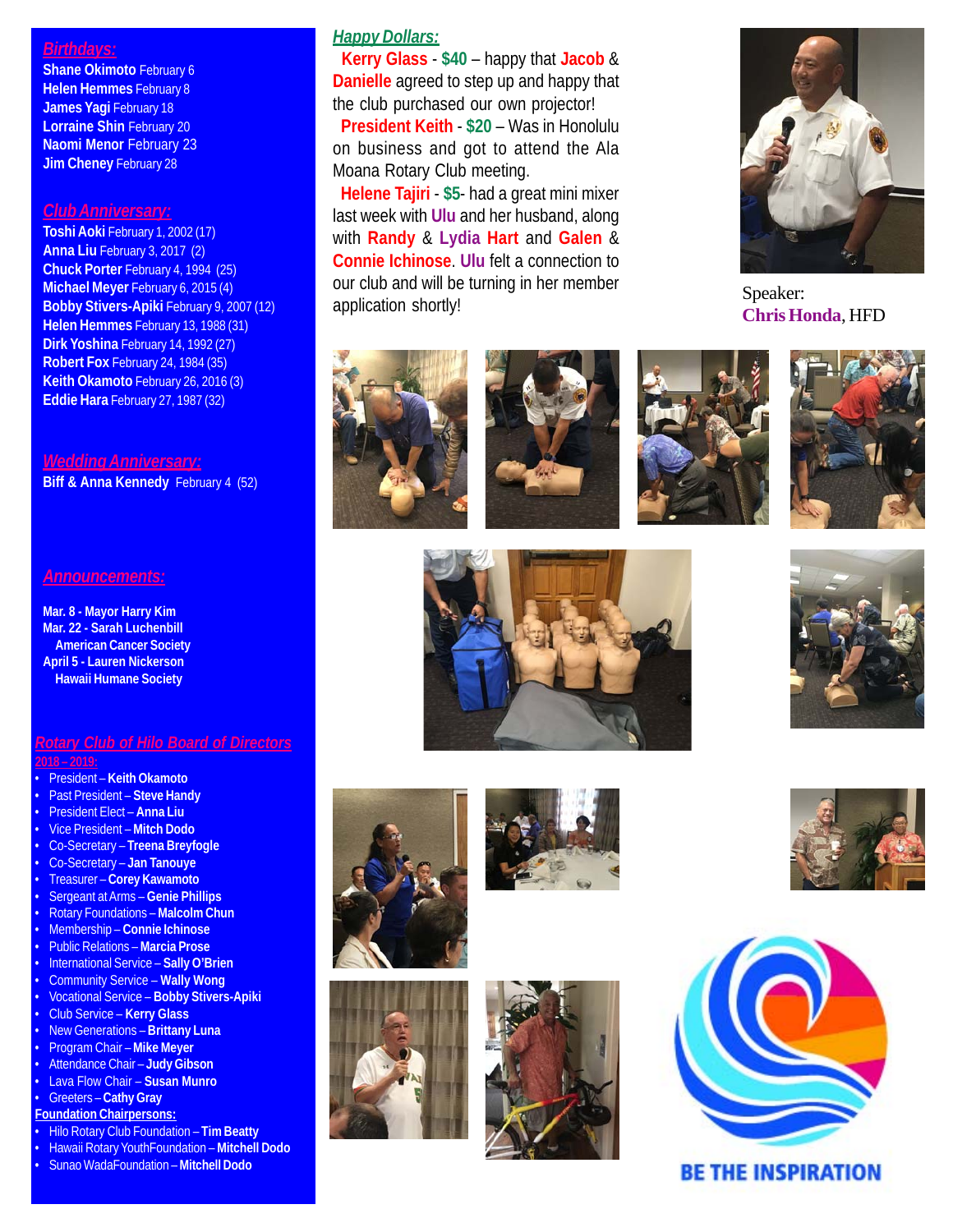## Birthdays:

**Shane Okimoto** February 6
**Helen Hemmes** February 8
**James Yagi** February 18
**Lorraine Shin** February 20
**Naomi Menor** February 23
**Jim Cheney** February 28

## Club Anniversary:

**Toshi Aoki** February 1, 2002 (17)
**Anna Liu** February 3, 2017 (2)
**Chuck Porter** February 4, 1994 (25)
**Michael Meyer** February 6, 2015 (4)
**Bobby Stivers-Apiki** February 9, 2007 (12)
**Helen Hemmes** February 13, 1988 (31)
**Dirk Yoshina** February 14, 1992 (27)
**Robert Fox** February 24, 1984 (35)
**Keith Okamoto** February 26, 2016 (3)
**Eddie Hara** February 27, 1987 (32)

## Wedding Anniversary:

**Biff & Anna Kennedy** February 4 (52)

## Announcements:

**Mar. 8 - Mayor Harry Kim**
**Mar. 22 - Sarah Luchenbill**
**American Cancer Society**
**April 5 - Lauren Nickerson**
**Hawaii Humane Society**

## Rotary Club of Hilo Board of Directors 2018 – 2019:

- President – **Keith Okamoto**
- Past President – **Steve Handy**
- President Elect – **Anna Liu**
- Vice President – **Mitch Dodo**
- Co-Secretary – **Treena Breyfogle**
- Co-Secretary – **Jan Tanouye**
- Treasurer – **Corey Kawamoto**
- Sergeant at Arms – **Genie Phillips**
- Rotary Foundations – **Malcolm Chun**
- Membership – **Connie Ichinose**
- Public Relations – **Marcia Prose**
- International Service – **Sally O'Brien**
- Community Service – **Wally Wong**
- Vocational Service – **Bobby Stivers-Apiki**
- Club Service – **Kerry Glass**
- New Generations – **Brittany Luna**
- Program Chair – **Mike Meyer**
- Attendance Chair – **Judy Gibson**
- Lava Flow Chair – **Susan Munro**
- Greeters – **Cathy Gray**

**Foundation Chairpersons:**

- Hilo Rotary Club Foundation – **Tim Beatty**
- Hawaii Rotary YouthFoundation – **Mitchell Dodo**
- Sunao WadaFoundation – **Mitchell Dodo**

## Happy Dollars:

**Kerry Glass** - **$40** – happy that **Jacob** & **Danielle** agreed to step up and happy that the club purchased our own projector!

**President Keith** - **$20** – Was in Honolulu on business and got to attend the Ala Moana Rotary Club meeting.

**Helene Tajiri** - **$5**- had a great mini mixer last week with **Ulu** and her husband, along with **Randy** & **Lydia Hart** and **Galen** & **Connie Ichinose**. **Ulu** felt a connection to our club and will be turning in her member application shortly!

Speaker:
**Chris Honda**, HFD

BE THE INSPIRATION